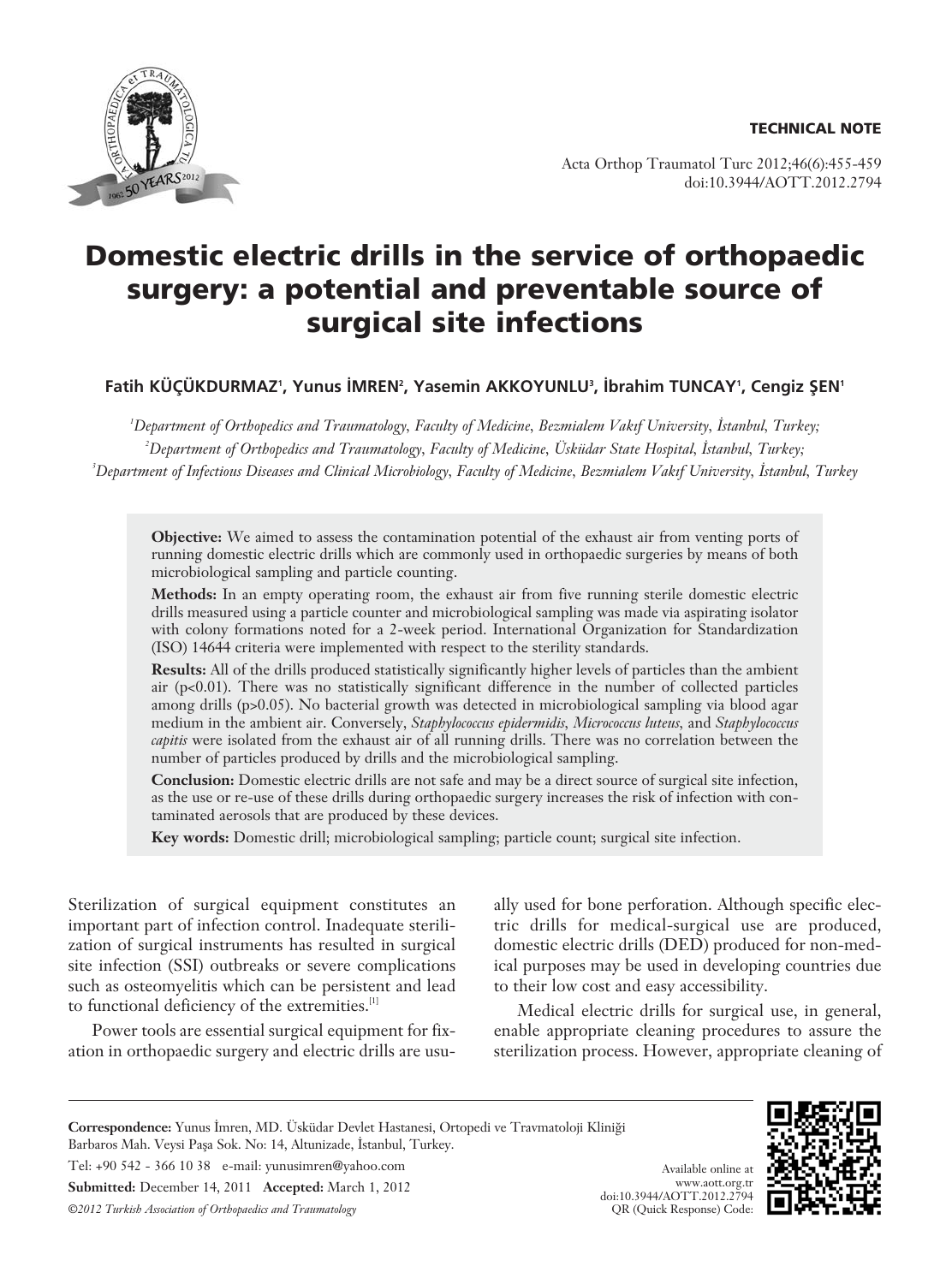TECHNICAL NOTE

# Domestic electric drills in the service of orthopaedic surgery: a potential and preventable source of surgical site infections

**Fatih KÜÇÜKDURMAZ[1], Yunus İMREN[2], Yasemin AKKOYUNLU[3], İbrahim TUNCAY[1], Cengiz ŞEN[1]**

*[1]Department of Orthopedics and Traumatology, Faculty of Medicine, Bezmialem Vakıf University, İstanbul, Turkey;*
*[2]Department of Orthopedics and Traumatology, Faculty of Medicine, Üsküdar State Hospital, İstanbul, Turkey;*
*[3]Department of Infectious Diseases and Clinical Microbiology, Faculty of Medicine, Bezmialem Vakıf University, İstanbul, Turkey*

**Objective:** We aimed to assess the contamination potential of the exhaust air from venting ports of running domestic electric drills which are commonly used in orthopaedic surgeries by means of both microbiological sampling and particle counting.

**Methods:** In an empty operating room, the exhaust air from five running sterile domestic electric drills measured using a particle counter and microbiological sampling was made via aspirating isolator with colony formations noted for a 2-week period. International Organization for Standardization (ISO) 14644 criteria were implemented with respect to the sterility standards.

**Results:** All of the drills produced statistically significantly higher levels of particles than the ambient air ($p<0.01$). There was no statistically significant difference in the number of collected particles among drills ($p>0.05$). No bacterial growth was detected in microbiological sampling via blood agar medium in the ambient air. Conversely, *Staphylococcus epidermidis*, *Micrococcus luteus*, and *Staphylococcus capitis* were isolated from the exhaust air of all running drills. There was no correlation between the number of particles produced by drills and the microbiological sampling.

**Conclusion:** Domestic electric drills are not safe and may be a direct source of surgical site infection, as the use or re-use of these drills during orthopaedic surgery increases the risk of infection with contaminated aerosols that are produced by these devices.

**Key words:** Domestic drill; microbiological sampling; particle count; surgical site infection.

Sterilization of surgical equipment constitutes an important part of infection control. Inadequate sterilization of surgical instruments has resulted in surgical site infection (SSI) outbreaks or severe complications such as osteomyelitis which can be persistent and lead to functional deficiency of the extremities.[1]

Power tools are essential surgical equipment for fixation in orthopaedic surgery and electric drills are usually used for bone perforation. Although specific electric drills for medical-surgical use are produced, domestic electric drills (DED) produced for non-medical purposes may be used in developing countries due to their low cost and easy accessibility.

Medical electric drills for surgical use, in general, enable appropriate cleaning procedures to assure the sterilization process. However, appropriate cleaning of

**Correspondence:** Yunus İmren, MD. Üsküdar Devlet Hastanesi, Ortopedi ve Travmatoloji Kliniği Barbaros Mah. Veysi Paşa Sok. No: 14, Altunizade, İstanbul, Turkey.
Tel: +90 542 - 366 10 38 e-mail: yunusimren@yahoo.com
**Submitted:** December 14, 2011 **Accepted:** March 1, 2012
*©2012 Turkish Association of Orthopaedics and Traumatology*

Available online at www.aott.org.tr
doi:10.3944/AOTT.2012.2794
QR (Quick Response) Code: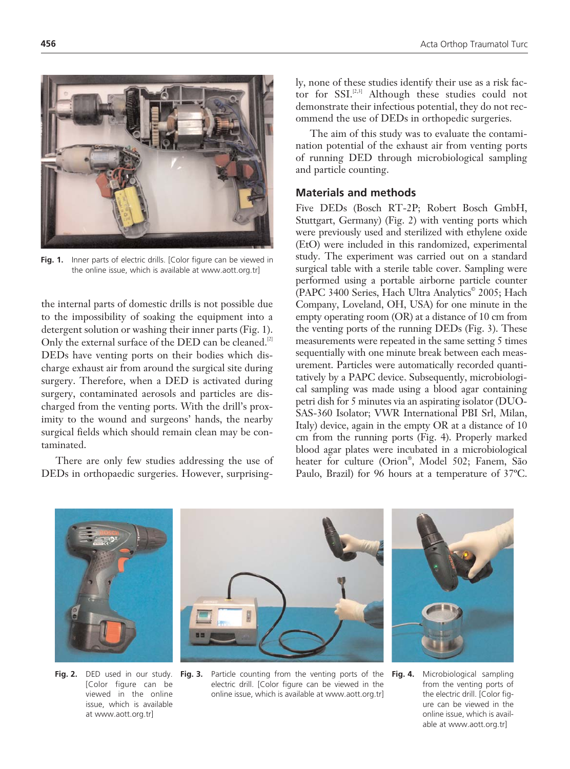Fig. 1. Inner parts of electric drills. [Color figure can be viewed in the online issue, which is available at www.aott.org.tr]

the internal parts of domestic drills is not possible due to the impossibility of soaking the equipment into a detergent solution or washing their inner parts (Fig. 1). Only the external surface of the DED can be cleaned.[2] DEDs have venting ports on their bodies which discharge exhaust air from around the surgical site during surgery. Therefore, when a DED is activated during surgery, contaminated aerosols and particles are discharged from the venting ports. With the drill's proximity to the wound and surgeons' hands, the nearby surgical fields which should remain clean may be contaminated.

There are only few studies addressing the use of DEDs in orthopaedic surgeries. However, surprisingly, none of these studies identify their use as a risk factor for SSI.[2,3] Although these studies could not demonstrate their infectious potential, they do not recommend the use of DEDs in orthopedic surgeries.

The aim of this study was to evaluate the contamination potential of the exhaust air from venting ports of running DED through microbiological sampling and particle counting.

## Materials and methods

Five DEDs (Bosch RT-2P; Robert Bosch GmbH, Stuttgart, Germany) (Fig. 2) with venting ports which were previously used and sterilized with ethylene oxide (EtO) were included in this randomized, experimental study. The experiment was carried out on a standard surgical table with a sterile table cover. Sampling were performed using a portable airborne particle counter (PAPC 3400 Series, Hach Ultra Analytics© 2005; Hach Company, Loveland, OH, USA) for one minute in the empty operating room (OR) at a distance of 10 cm from the venting ports of the running DEDs (Fig. 3). These measurements were repeated in the same setting 5 times sequentially with one minute break between each measurement. Particles were automatically recorded quantitatively by a PAPC device. Subsequently, microbiological sampling was made using a blood agar containing petri dish for 5 minutes via an aspirating isolator (DUO-SAS-360 Isolator; VWR International PBI Srl, Milan, Italy) device, again in the empty OR at a distance of 10 cm from the running ports (Fig. 4). Properly marked blood agar plates were incubated in a microbiological heater for culture (Orion®, Model 502; Fanem, São Paulo, Brazil) for 96 hours at a temperature of 37ºC.

Fig. 2. DED used in our study. [Color figure can be viewed in the online issue, which is available at www.aott.org.tr]

Fig. 3. Particle counting from the venting ports of the electric drill. [Color figure can be viewed in the online issue, which is available at www.aott.org.tr]

Fig. 4. Microbiological sampling from the venting ports of the electric drill. [Color figure can be viewed in the online issue, which is available at www.aott.org.tr]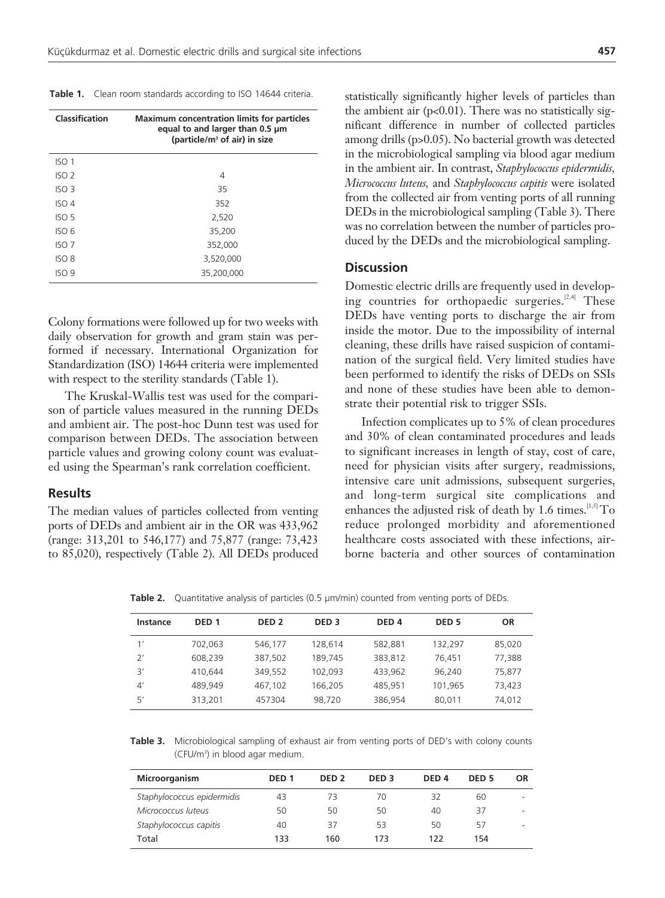**Table 1.** Clean room standards according to ISO 14644 criteria.

| Classification | Maximum concentration limits for particles equal to and larger than 0.5 µm (particle/m³ of air) in size |
|---|---|
| ISO 1 | |
| ISO 2 | 4 |
| ISO 3 | 35 |
| ISO 4 | 352 |
| ISO 5 | 2,520 |
| ISO 6 | 35,200 |
| ISO 7 | 352,000 |
| ISO 8 | 3,520,000 |
| ISO 9 | 35,200,000 |

Colony formations were followed up for two weeks with daily observation for growth and gram stain was performed if necessary. International Organization for Standardization (ISO) 14644 criteria were implemented with respect to the sterility standards (Table 1).

The Kruskal-Wallis test was used for the comparison of particle values measured in the running DEDs and ambient air. The post-hoc Dunn test was used for comparison between DEDs. The association between particle values and growing colony count was evaluated using the Spearman's rank correlation coefficient.

## Results

The median values of particles collected from venting ports of DEDs and ambient air in the OR was 433,962 (range: 313,201 to 546,177) and 75,877 (range: 73,423 to 85,020), respectively (Table 2). All DEDs produced statistically significantly higher levels of particles than the ambient air ($p<0.01$). There was no statistically significant difference in number of collected particles among drills ($p>0.05$). No bacterial growth was detected in the microbiological sampling via blood agar medium in the ambient air. In contrast, *Staphylococcus epidermidis*, *Micrococcus luteus*, and *Staphylococcus capitis* were isolated from the collected air from venting ports of all running DEDs in the microbiological sampling (Table 3). There was no correlation between the number of particles produced by the DEDs and the microbiological sampling.

## Discussion

Domestic electric drills are frequently used in developing countries for orthopaedic surgeries.[2,4] These DEDs have venting ports to discharge the air from inside the motor. Due to the impossibility of internal cleaning, these drills have raised suspicion of contamination of the surgical field. Very limited studies have been performed to identify the risks of DEDs on SSIs and none of these studies have been able to demonstrate their potential risk to trigger SSIs.

Infection complicates up to 5% of clean procedures and 30% of clean contaminated procedures and leads to significant increases in length of stay, cost of care, need for physician visits after surgery, readmissions, intensive care unit admissions, subsequent surgeries, and long-term surgical site complications and enhances the adjusted risk of death by 1.6 times.[1,5] To reduce prolonged morbidity and aforementioned healthcare costs associated with these infections, airborne bacteria and other sources of contamination

**Table 2.** Quantitative analysis of particles (0.5 µm/min) counted from venting ports of DEDs.

| Instance | DED 1 | DED 2 | DED 3 | DED 4 | DED 5 | OR |
|---|---|---|---|---|---|---|
| 1' | 702,063 | 546,177 | 128,614 | 582,881 | 132,297 | 85,020 |
| 2' | 608,239 | 387,502 | 189,745 | 383,812 | 76,451 | 77,388 |
| 3' | 410,644 | 349,552 | 102,093 | 433,962 | 96,240 | 75,877 |
| 4' | 489,949 | 467,102 | 166,205 | 485,951 | 101,965 | 73,423 |
| 5' | 313,201 | 457304 | 98,720 | 386,954 | 80,011 | 74,012 |

**Table 3.** Microbiological sampling of exhaust air from venting ports of DED's with colony counts (CFU/m³) in blood agar medium.

| Microorganism | DED 1 | DED 2 | DED 3 | DED 4 | DED 5 | OR |
|---|---|---|---|---|---|---|
| *Staphylococcus epidermidis* | 43 | 73 | 70 | 32 | 60 | - |
| *Micrococcus luteus* | 50 | 50 | 50 | 40 | 37 | - |
| *Staphylococcus capitis* | 40 | 37 | 53 | 50 | 57 | - |
| Total | 133 | 160 | 173 | 122 | 154 | |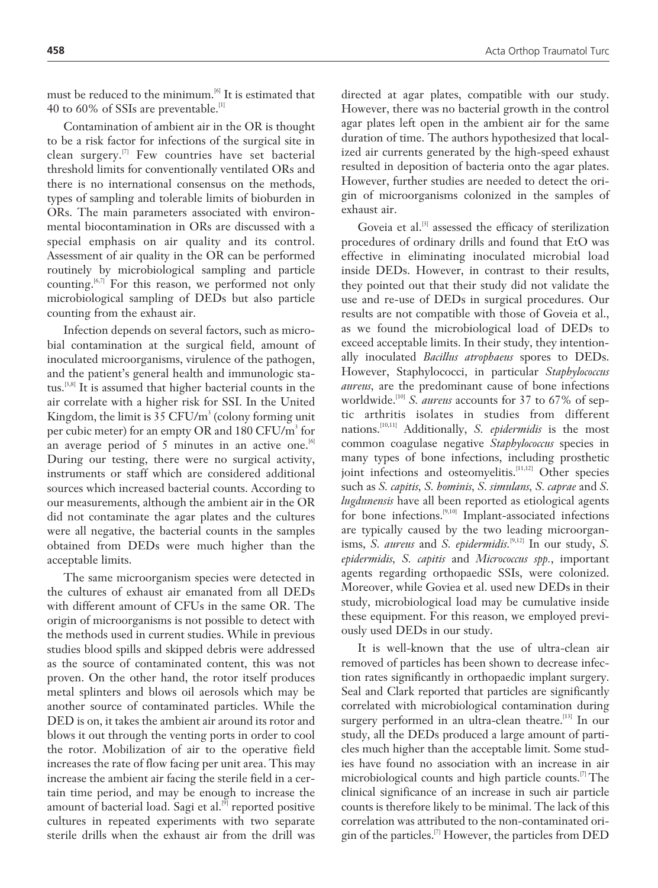must be reduced to the minimum.[6] It is estimated that 40 to 60% of SSIs are preventable.[1]

Contamination of ambient air in the OR is thought to be a risk factor for infections of the surgical site in clean surgery.[7] Few countries have set bacterial threshold limits for conventionally ventilated ORs and there is no international consensus on the methods, types of sampling and tolerable limits of bioburden in ORs. The main parameters associated with environmental biocontamination in ORs are discussed with a special emphasis on air quality and its control. Assessment of air quality in the OR can be performed routinely by microbiological sampling and particle counting.[6,7] For this reason, we performed not only microbiological sampling of DEDs but also particle counting from the exhaust air.

Infection depends on several factors, such as microbial contamination at the surgical field, amount of inoculated microorganisms, virulence of the pathogen, and the patient's general health and immunologic status.[3,8] It is assumed that higher bacterial counts in the air correlate with a higher risk for SSI. In the United Kingdom, the limit is 35 CFU/m$^3$ (colony forming unit per cubic meter) for an empty OR and 180 CFU/m$^3$ for an average period of 5 minutes in an active one.[6] During our testing, there were no surgical activity, instruments or staff which are considered additional sources which increased bacterial counts. According to our measurements, although the ambient air in the OR did not contaminate the agar plates and the cultures were all negative, the bacterial counts in the samples obtained from DEDs were much higher than the acceptable limits.

The same microorganism species were detected in the cultures of exhaust air emanated from all DEDs with different amount of CFUs in the same OR. The origin of microorganisms is not possible to detect with the methods used in current studies. While in previous studies blood spills and skipped debris were addressed as the source of contaminated content, this was not proven. On the other hand, the rotor itself produces metal splinters and blows oil aerosols which may be another source of contaminated particles. While the DED is on, it takes the ambient air around its rotor and blows it out through the venting ports in order to cool the rotor. Mobilization of air to the operative field increases the rate of flow facing per unit area. This may increase the ambient air facing the sterile field in a certain time period, and may be enough to increase the amount of bacterial load. Sagi et al.[9] reported positive cultures in repeated experiments with two separate sterile drills when the exhaust air from the drill was directed at agar plates, compatible with our study. However, there was no bacterial growth in the control agar plates left open in the ambient air for the same duration of time. The authors hypothesized that localized air currents generated by the high-speed exhaust resulted in deposition of bacteria onto the agar plates. However, further studies are needed to detect the origin of microorganisms colonized in the samples of exhaust air.

Goveia et al.[3] assessed the efficacy of sterilization procedures of ordinary drills and found that EtO was effective in eliminating inoculated microbial load inside DEDs. However, in contrast to their results, they pointed out that their study did not validate the use and re-use of DEDs in surgical procedures. Our results are not compatible with those of Goveia et al., as we found the microbiological load of DEDs to exceed acceptable limits. In their study, they intentionally inoculated *Bacillus atrophaeus* spores to DEDs. However, Staphylococci, in particular *Staphylococcus aureus*, are the predominant cause of bone infections worldwide.[10] *S. aureus* accounts for 37 to 67% of septic arthritis isolates in studies from different nations.[10,11] Additionally, *S. epidermidis* is the most common coagulase negative *Staphylococcus* species in many types of bone infections, including prosthetic joint infections and osteomyelitis.[11,12] Other species such as *S. capitis*, *S. hominis*, *S. simulans*, *S. caprae* and *S. lugdunensis* have all been reported as etiological agents for bone infections.[9,10] Implant-associated infections are typically caused by the two leading microorganisms, *S. aureus* and *S. epidermidis*.[9,12] In our study, *S. epidermidis*, *S. capitis* and *Micrococcus spp.*, important agents regarding orthopaedic SSIs, were colonized. Moreover, while Goviea et al. used new DEDs in their study, microbiological load may be cumulative inside these equipment. For this reason, we employed previously used DEDs in our study.

It is well-known that the use of ultra-clean air removed of particles has been shown to decrease infection rates significantly in orthopaedic implant surgery. Seal and Clark reported that particles are significantly correlated with microbiological contamination during surgery performed in an ultra-clean theatre.[13] In our study, all the DEDs produced a large amount of particles much higher than the acceptable limit. Some studies have found no association with an increase in air microbiological counts and high particle counts.[7] The clinical significance of an increase in such air particle counts is therefore likely to be minimal. The lack of this correlation was attributed to the non-contaminated origin of the particles.[7] However, the particles from DED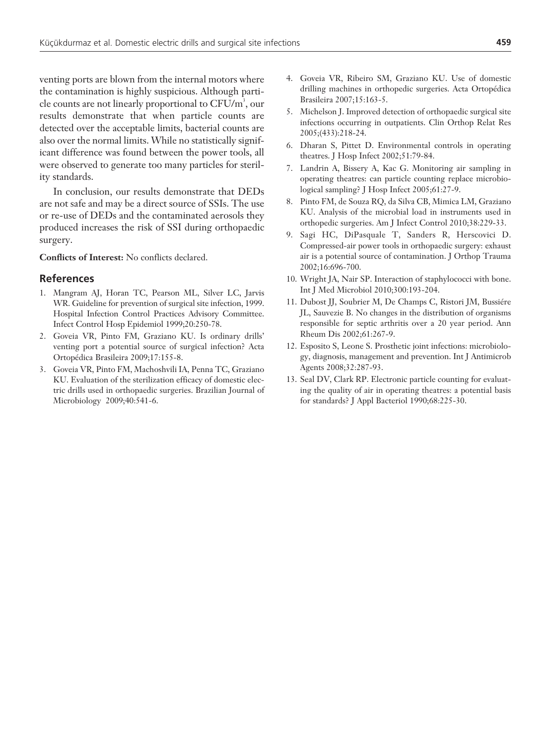venting ports are blown from the internal motors where the contamination is highly suspicious. Although particle counts are not linearly proportional to CFU/$m^3$, our results demonstrate that when particle counts are detected over the acceptable limits, bacterial counts are also over the normal limits. While no statistically significant difference was found between the power tools, all were observed to generate too many particles for sterility standards.

In conclusion, our results demonstrate that DEDs are not safe and may be a direct source of SSIs. The use or re-use of DEDs and the contaminated aerosols they produced increases the risk of SSI during orthopaedic surgery.

**Conflicts of Interest:** No conflicts declared.

## References

1. Mangram AJ, Horan TC, Pearson ML, Silver LC, Jarvis WR. Guideline for prevention of surgical site infection, 1999. Hospital Infection Control Practices Advisory Committee. Infect Control Hosp Epidemiol 1999;20:250-78.
2. Goveia VR, Pinto FM, Graziano KU. Is ordinary drills' venting port a potential source of surgical infection? Acta Ortopédica Brasileira 2009;17:155-8.
3. Goveia VR, Pinto FM, Machoshvili IA, Penna TC, Graziano KU. Evaluation of the sterilization efficacy of domestic electric drills used in orthopaedic surgeries. Brazilian Journal of Microbiology 2009;40:541-6.
4. Goveia VR, Ribeiro SM, Graziano KU. Use of domestic drilling machines in orthopedic surgeries. Acta Ortopédica Brasileira 2007;15:163-5.
5. Michelson J. Improved detection of orthopaedic surgical site infections occurring in outpatients. Clin Orthop Relat Res 2005;(433):218-24.
6. Dharan S, Pittet D. Environmental controls in operating theatres. J Hosp Infect 2002;51:79-84.
7. Landrin A, Bissery A, Kac G. Monitoring air sampling in operating theatres: can particle counting replace microbiological sampling? J Hosp Infect 2005;61:27-9.
8. Pinto FM, de Souza RQ, da Silva CB, Mimica LM, Graziano KU. Analysis of the microbial load in instruments used in orthopedic surgeries. Am J Infect Control 2010;38:229-33.
9. Sagi HC, DiPasquale T, Sanders R, Herscovici D. Compressed-air power tools in orthopaedic surgery: exhaust air is a potential source of contamination. J Orthop Trauma 2002;16:696-700.
10. Wright JA, Nair SP. Interaction of staphylococci with bone. Int J Med Microbiol 2010;300:193-204.
11. Dubost JJ, Soubrier M, De Champs C, Ristori JM, Bussiére JL, Sauvezie B. No changes in the distribution of organisms responsible for septic arthritis over a 20 year period. Ann Rheum Dis 2002;61:267-9.
12. Esposito S, Leone S. Prosthetic joint infections: microbiology, diagnosis, management and prevention. Int J Antimicrob Agents 2008;32:287-93.
13. Seal DV, Clark RP. Electronic particle counting for evaluating the quality of air in operating theatres: a potential basis for standards? J Appl Bacteriol 1990;68:225-30.